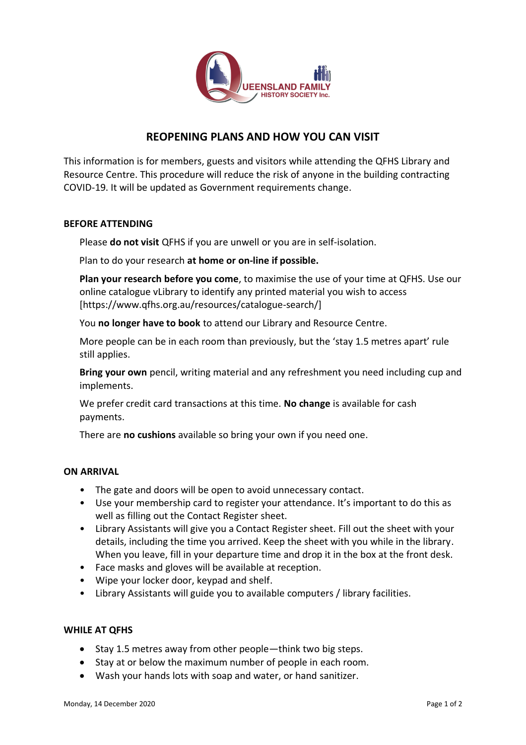# REOPENING PLANS AND HOW YOU CAN VISIT

This information is for members, guests and visitors while attending the QFHS Library and Resource Centre. This procedure will reduce the risk of anyone in the building contracting COVID-19. It will be updated as Government requirements change.

## BEFORE ATTENDING

Please **do not visit** QFHS if you are unwell or you are in self-isolation.

Plan to do your research **at home or on-line if possible.**

**Plan your research before you come**, to maximise the use of your time at QFHS. Use our online catalogue vLibrary to identify any printed material you wish to access [https://www.qfhs.org.au/resources/catalogue-search/]

You **no longer have to book** to attend our Library and Resource Centre.

More people can be in each room than previously, but the 'stay 1.5 metres apart' rule still applies.

**Bring your own** pencil, writing material and any refreshment you need including cup and implements.

We prefer credit card transactions at this time. **No change** is available for cash payments.

There are **no cushions** available so bring your own if you need one.

## ON ARRIVAL

- The gate and doors will be open to avoid unnecessary contact.
- Use your membership card to register your attendance. It's important to do this as well as filling out the Contact Register sheet.
- Library Assistants will give you a Contact Register sheet. Fill out the sheet with your details, including the time you arrived. Keep the sheet with you while in the library. When you leave, fill in your departure time and drop it in the box at the front desk.
- Face masks and gloves will be available at reception.
- Wipe your locker door, keypad and shelf.
- Library Assistants will guide you to available computers / library facilities.

## WHILE AT QFHS

- Stay 1.5 metres away from other people—think two big steps.
- Stay at or below the maximum number of people in each room.
- Wash your hands lots with soap and water, or hand sanitizer.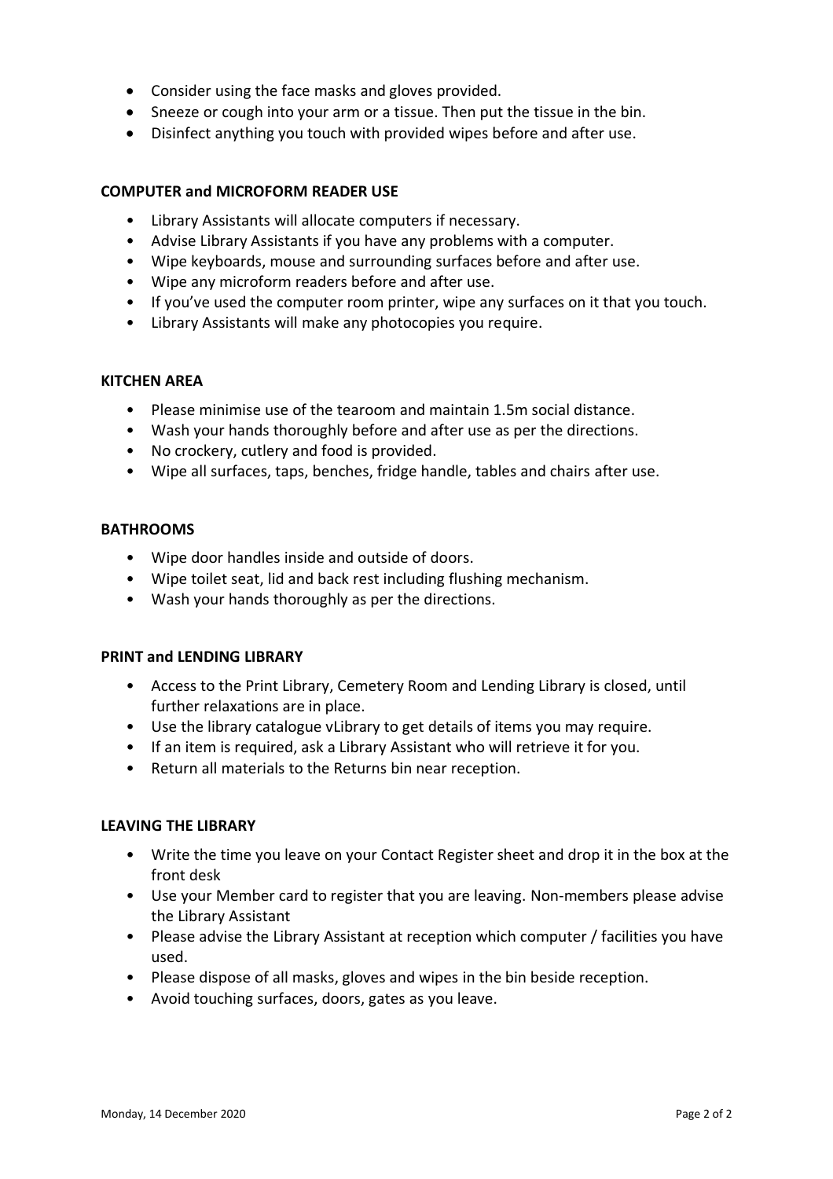- Consider using the face masks and gloves provided.
- Sneeze or cough into your arm or a tissue. Then put the tissue in the bin.
- Disinfect anything you touch with provided wipes before and after use.

**COMPUTER and MICROFORM READER USE**

- Library Assistants will allocate computers if necessary.
- Advise Library Assistants if you have any problems with a computer.
- Wipe keyboards, mouse and surrounding surfaces before and after use.
- Wipe any microform readers before and after use.
- If you've used the computer room printer, wipe any surfaces on it that you touch.
- Library Assistants will make any photocopies you require.

**KITCHEN AREA**

- Please minimise use of the tearoom and maintain 1.5m social distance.
- Wash your hands thoroughly before and after use as per the directions.
- No crockery, cutlery and food is provided.
- Wipe all surfaces, taps, benches, fridge handle, tables and chairs after use.

**BATHROOMS**

- Wipe door handles inside and outside of doors.
- Wipe toilet seat, lid and back rest including flushing mechanism.
- Wash your hands thoroughly as per the directions.

**PRINT and LENDING LIBRARY**

- Access to the Print Library, Cemetery Room and Lending Library is closed, until further relaxations are in place.
- Use the library catalogue vLibrary to get details of items you may require.
- If an item is required, ask a Library Assistant who will retrieve it for you.
- Return all materials to the Returns bin near reception.

**LEAVING THE LIBRARY**

- Write the time you leave on your Contact Register sheet and drop it in the box at the front desk
- Use your Member card to register that you are leaving. Non-members please advise the Library Assistant
- Please advise the Library Assistant at reception which computer / facilities you have used.
- Please dispose of all masks, gloves and wipes in the bin beside reception.
- Avoid touching surfaces, doors, gates as you leave.

Monday, 14 December 2020